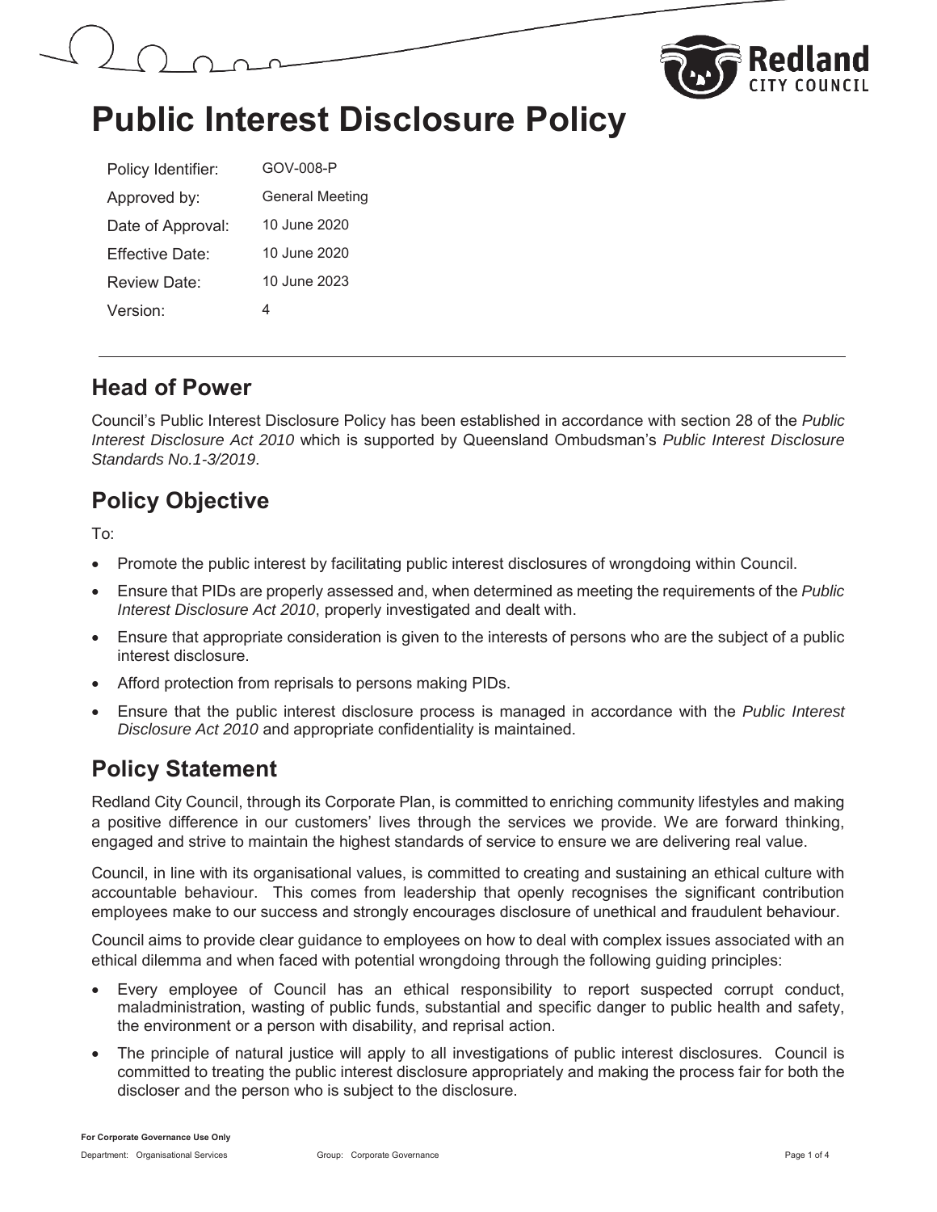# Public Interest Disclosure Policy

| | |
|---|---|
| Policy Identifier: | GOV-008-P |
| Approved by: | General Meeting |
| Date of Approval: | 10 June 2020 |
| Effective Date: | 10 June 2020 |
| Review Date: | 10 June 2023 |
| Version: | 4 |

## Head of Power

Council's Public Interest Disclosure Policy has been established in accordance with section 28 of the *Public Interest Disclosure Act 2010* which is supported by Queensland Ombudsman's *Public Interest Disclosure Standards No.1-3/2019*.

## Policy Objective

To:

- Promote the public interest by facilitating public interest disclosures of wrongdoing within Council.
- Ensure that PIDs are properly assessed and, when determined as meeting the requirements of the *Public Interest Disclosure Act 2010*, properly investigated and dealt with.
- Ensure that appropriate consideration is given to the interests of persons who are the subject of a public interest disclosure.
- Afford protection from reprisals to persons making PIDs.
- Ensure that the public interest disclosure process is managed in accordance with the *Public Interest Disclosure Act 2010* and appropriate confidentiality is maintained.

## Policy Statement

Redland City Council, through its Corporate Plan, is committed to enriching community lifestyles and making a positive difference in our customers' lives through the services we provide. We are forward thinking, engaged and strive to maintain the highest standards of service to ensure we are delivering real value.

Council, in line with its organisational values, is committed to creating and sustaining an ethical culture with accountable behaviour. This comes from leadership that openly recognises the significant contribution employees make to our success and strongly encourages disclosure of unethical and fraudulent behaviour.

Council aims to provide clear guidance to employees on how to deal with complex issues associated with an ethical dilemma and when faced with potential wrongdoing through the following guiding principles:

- Every employee of Council has an ethical responsibility to report suspected corrupt conduct, maladministration, wasting of public funds, substantial and specific danger to public health and safety, the environment or a person with disability, and reprisal action.
- The principle of natural justice will apply to all investigations of public interest disclosures. Council is committed to treating the public interest disclosure appropriately and making the process fair for both the discloser and the person who is subject to the disclosure.

**For Corporate Governance Use Only**

Department: Organisational Services Group: Corporate Governance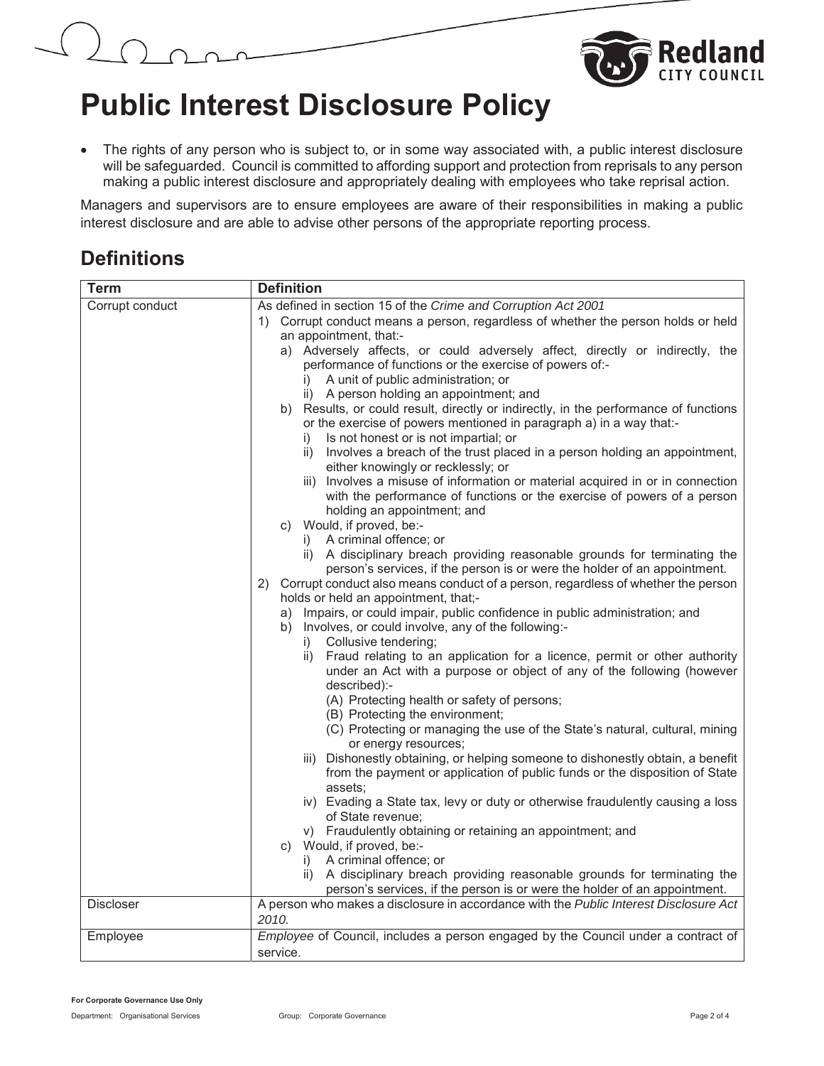# Public Interest Disclosure Policy

- The rights of any person who is subject to, or in some way associated with, a public interest disclosure will be safeguarded. Council is committed to affording support and protection from reprisals to any person making a public interest disclosure and appropriately dealing with employees who take reprisal action.

Managers and supervisors are to ensure employees are aware of their responsibilities in making a public interest disclosure and are able to advise other persons of the appropriate reporting process.

## Definitions

| Term | Definition |
|---|---|
| Corrupt conduct | As defined in section 15 of the *Crime and Corruption Act 2001*<br>1) Corrupt conduct means a person, regardless of whether the person holds or held an appointment, that:-<br>a) Adversely affects, or could adversely affect, directly or indirectly, the performance of functions or the exercise of powers of:-<br>i) A unit of public administration; or<br>ii) A person holding an appointment; and<br>b) Results, or could result, directly or indirectly, in the performance of functions or the exercise of powers mentioned in paragraph a) in a way that:-<br>i) Is not honest or is not impartial; or<br>ii) Involves a breach of the trust placed in a person holding an appointment, either knowingly or recklessly; or<br>iii) Involves a misuse of information or material acquired in or in connection with the performance of functions or the exercise of powers of a person holding an appointment; and<br>c) Would, if proved, be:-<br>i) A criminal offence; or<br>ii) A disciplinary breach providing reasonable grounds for terminating the person's services, if the person is or were the holder of an appointment.<br>2) Corrupt conduct also means conduct of a person, regardless of whether the person holds or held an appointment, that;-<br>a) Impairs, or could impair, public confidence in public administration; and<br>b) Involves, or could involve, any of the following:-<br>i) Collusive tendering;<br>ii) Fraud relating to an application for a licence, permit or other authority under an Act with a purpose or object of any of the following (however described):-<br>(A) Protecting health or safety of persons;<br>(B) Protecting the environment;<br>(C) Protecting or managing the use of the State's natural, cultural, mining or energy resources;<br>iii) Dishonestly obtaining, or helping someone to dishonestly obtain, a benefit from the payment or application of public funds or the disposition of State assets;<br>iv) Evading a State tax, levy or duty or otherwise fraudulently causing a loss of State revenue;<br>v) Fraudulently obtaining or retaining an appointment; and<br>c) Would, if proved, be:-<br>i) A criminal offence; or<br>ii) A disciplinary breach providing reasonable grounds for terminating the person's services, if the person is or were the holder of an appointment. |
| Discloser | A person who makes a disclosure in accordance with the *Public Interest Disclosure Act 2010.* |
| Employee | *Employee* of Council, includes a person engaged by the Council under a contract of service. |

For Corporate Governance Use Only

Department: Organisational Services Group: Corporate Governance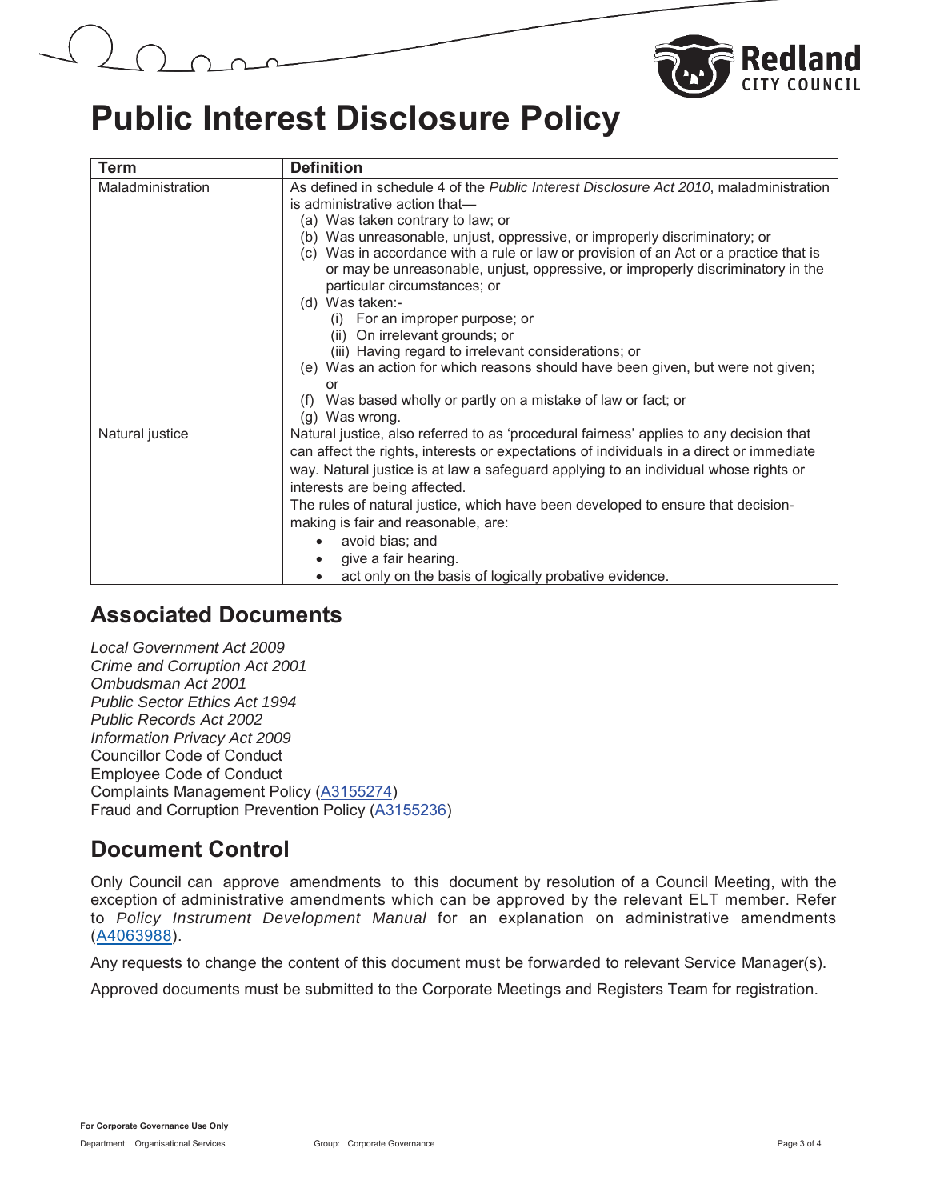# Public Interest Disclosure Policy

| Term | Definition |
|---|---|
| Maladministration | As defined in schedule 4 of the *Public Interest Disclosure Act 2010*, maladministration is administrative action that—<br>(a) Was taken contrary to law; or<br>(b) Was unreasonable, unjust, oppressive, or improperly discriminatory; or<br>(c) Was in accordance with a rule or law or provision of an Act or a practice that is or may be unreasonable, unjust, oppressive, or improperly discriminatory in the particular circumstances; or<br>(d) Was taken:-<br>(i) For an improper purpose; or<br>(ii) On irrelevant grounds; or<br>(iii) Having regard to irrelevant considerations; or<br>(e) Was an action for which reasons should have been given, but were not given; or<br>(f) Was based wholly or partly on a mistake of law or fact; or<br>(g) Was wrong. |
| Natural justice | Natural justice, also referred to as 'procedural fairness' applies to any decision that can affect the rights, interests or expectations of individuals in a direct or immediate way. Natural justice is at law a safeguard applying to an individual whose rights or interests are being affected.<br>The rules of natural justice, which have been developed to ensure that decision-making is fair and reasonable, are:<br>• avoid bias; and<br>• give a fair hearing.<br>• act only on the basis of logically probative evidence. |

## Associated Documents

*Local Government Act 2009*
*Crime and Corruption Act 2001*
*Ombudsman Act 2001*
*Public Sector Ethics Act 1994*
*Public Records Act 2002*
*Information Privacy Act 2009*
Councillor Code of Conduct
Employee Code of Conduct
Complaints Management Policy (A3155274)
Fraud and Corruption Prevention Policy (A3155236)

## Document Control

Only Council can approve amendments to this document by resolution of a Council Meeting, with the exception of administrative amendments which can be approved by the relevant ELT member. Refer to *Policy Instrument Development Manual* for an explanation on administrative amendments (A4063988).

Any requests to change the content of this document must be forwarded to relevant Service Manager(s).

Approved documents must be submitted to the Corporate Meetings and Registers Team for registration.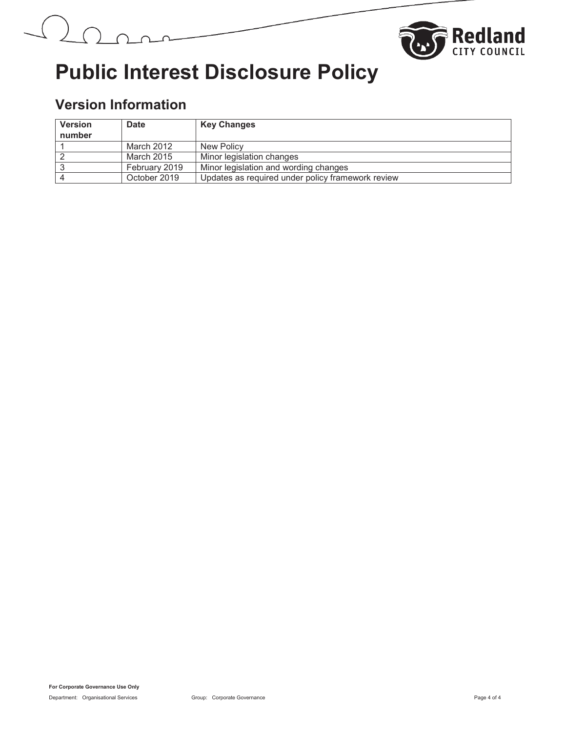# Public Interest Disclosure Policy

## Version Information

| Version number | Date | Key Changes |
|---|---|---|
| 1 | March 2012 | New Policy |
| 2 | March 2015 | Minor legislation changes |
| 3 | February 2019 | Minor legislation and wording changes |
| 4 | October 2019 | Updates as required under policy framework review |